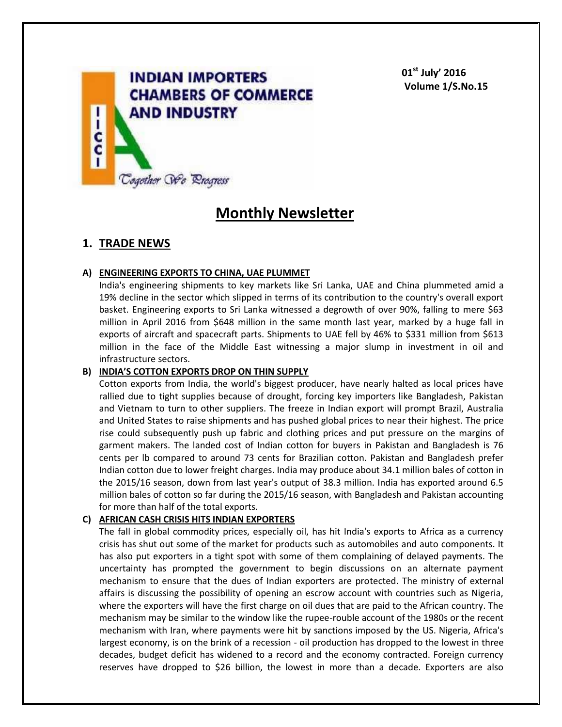# INDIAN IMPORTERS CHAMBERS OF COMMERCE AND INDUSTRY

IICCI

*Together We Progress*

01st July' 2016
Volume 1/S.No.15

# Monthly Newsletter

## 1. TRADE NEWS

### A) ENGINEERING EXPORTS TO CHINA, UAE PLUMMET

India's engineering shipments to key markets like Sri Lanka, UAE and China plummeted amid a 19% decline in the sector which slipped in terms of its contribution to the country's overall export basket. Engineering exports to Sri Lanka witnessed a degrowth of over 90%, falling to mere $63 million in April 2016 from $648 million in the same month last year, marked by a huge fall in exports of aircraft and spacecraft parts. Shipments to UAE fell by 46% to $331 million from $613 million in the face of the Middle East witnessing a major slump in investment in oil and infrastructure sectors.

### B) INDIA'S COTTON EXPORTS DROP ON THIN SUPPLY

Cotton exports from India, the world's biggest producer, have nearly halted as local prices have rallied due to tight supplies because of drought, forcing key importers like Bangladesh, Pakistan and Vietnam to turn to other suppliers. The freeze in Indian export will prompt Brazil, Australia and United States to raise shipments and has pushed global prices to near their highest. The price rise could subsequently push up fabric and clothing prices and put pressure on the margins of garment makers. The landed cost of Indian cotton for buyers in Pakistan and Bangladesh is 76 cents per lb compared to around 73 cents for Brazilian cotton. Pakistan and Bangladesh prefer Indian cotton due to lower freight charges. India may produce about 34.1 million bales of cotton in the 2015/16 season, down from last year's output of 38.3 million. India has exported around 6.5 million bales of cotton so far during the 2015/16 season, with Bangladesh and Pakistan accounting for more than half of the total exports.

### C) AFRICAN CASH CRISIS HITS INDIAN EXPORTERS

The fall in global commodity prices, especially oil, has hit India's exports to Africa as a currency crisis has shut out some of the market for products such as automobiles and auto components. It has also put exporters in a tight spot with some of them complaining of delayed payments. The uncertainty has prompted the government to begin discussions on an alternate payment mechanism to ensure that the dues of Indian exporters are protected. The ministry of external affairs is discussing the possibility of opening an escrow account with countries such as Nigeria, where the exporters will have the first charge on oil dues that are paid to the African country. The mechanism may be similar to the window like the rupee-rouble account of the 1980s or the recent mechanism with Iran, where payments were hit by sanctions imposed by the US. Nigeria, Africa's largest economy, is on the brink of a recession - oil production has dropped to the lowest in three decades, budget deficit has widened to a record and the economy contracted. Foreign currency reserves have dropped to $26 billion, the lowest in more than a decade. Exporters are also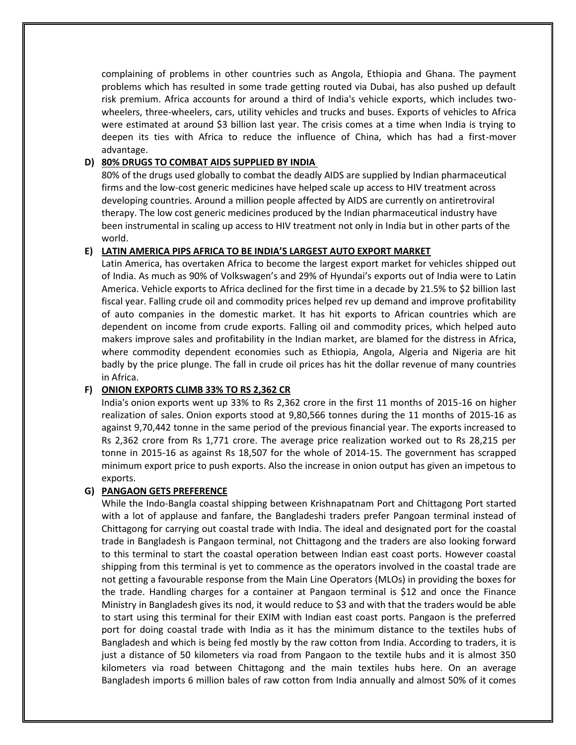complaining of problems in other countries such as Angola, Ethiopia and Ghana. The payment problems which has resulted in some trade getting routed via Dubai, has also pushed up default risk premium. Africa accounts for around a third of India's vehicle exports, which includes two-wheelers, three-wheelers, cars, utility vehicles and trucks and buses. Exports of vehicles to Africa were estimated at around $3 billion last year. The crisis comes at a time when India is trying to deepen its ties with Africa to reduce the influence of China, which has had a first-mover advantage.

### D) 80% DRUGS TO COMBAT AIDS SUPPLIED BY INDIA

80% of the drugs used globally to combat the deadly AIDS are supplied by Indian pharmaceutical firms and the low-cost generic medicines have helped scale up access to HIV treatment across developing countries. Around a million people affected by AIDS are currently on antiretroviral therapy. The low cost generic medicines produced by the Indian pharmaceutical industry have been instrumental in scaling up access to HIV treatment not only in India but in other parts of the world.

### E) LATIN AMERICA PIPS AFRICA TO BE INDIA'S LARGEST AUTO EXPORT MARKET

Latin America, has overtaken Africa to become the largest export market for vehicles shipped out of India. As much as 90% of Volkswagen's and 29% of Hyundai's exports out of India were to Latin America. Vehicle exports to Africa declined for the first time in a decade by 21.5% to $2 billion last fiscal year. Falling crude oil and commodity prices helped rev up demand and improve profitability of auto companies in the domestic market. It has hit exports to African countries which are dependent on income from crude exports. Falling oil and commodity prices, which helped auto makers improve sales and profitability in the Indian market, are blamed for the distress in Africa, where commodity dependent economies such as Ethiopia, Angola, Algeria and Nigeria are hit badly by the price plunge. The fall in crude oil prices has hit the dollar revenue of many countries in Africa.

### F) ONION EXPORTS CLIMB 33% TO RS 2,362 CR

India's onion exports went up 33% to Rs 2,362 crore in the first 11 months of 2015-16 on higher realization of sales. Onion exports stood at 9,80,566 tonnes during the 11 months of 2015-16 as against 9,70,442 tonne in the same period of the previous financial year. The exports increased to Rs 2,362 crore from Rs 1,771 crore. The average price realization worked out to Rs 28,215 per tonne in 2015-16 as against Rs 18,507 for the whole of 2014-15. The government has scrapped minimum export price to push exports. Also the increase in onion output has given an impetous to exports.

### G) PANGAON GETS PREFERENCE

While the Indo-Bangla coastal shipping between Krishnapatnam Port and Chittagong Port started with a lot of applause and fanfare, the Bangladeshi traders prefer Pangoan terminal instead of Chittagong for carrying out coastal trade with India. The ideal and designated port for the coastal trade in Bangladesh is Pangaon terminal, not Chittagong and the traders are also looking forward to this terminal to start the coastal operation between Indian east coast ports. However coastal shipping from this terminal is yet to commence as the operators involved in the coastal trade are not getting a favourable response from the Main Line Operators (MLOs) in providing the boxes for the trade. Handling charges for a container at Pangaon terminal is $12 and once the Finance Ministry in Bangladesh gives its nod, it would reduce to $3 and with that the traders would be able to start using this terminal for their EXIM with Indian east coast ports. Pangaon is the preferred port for doing coastal trade with India as it has the minimum distance to the textiles hubs of Bangladesh and which is being fed mostly by the raw cotton from India. According to traders, it is just a distance of 50 kilometers via road from Pangaon to the textile hubs and it is almost 350 kilometers via road between Chittagong and the main textiles hubs here. On an average Bangladesh imports 6 million bales of raw cotton from India annually and almost 50% of it comes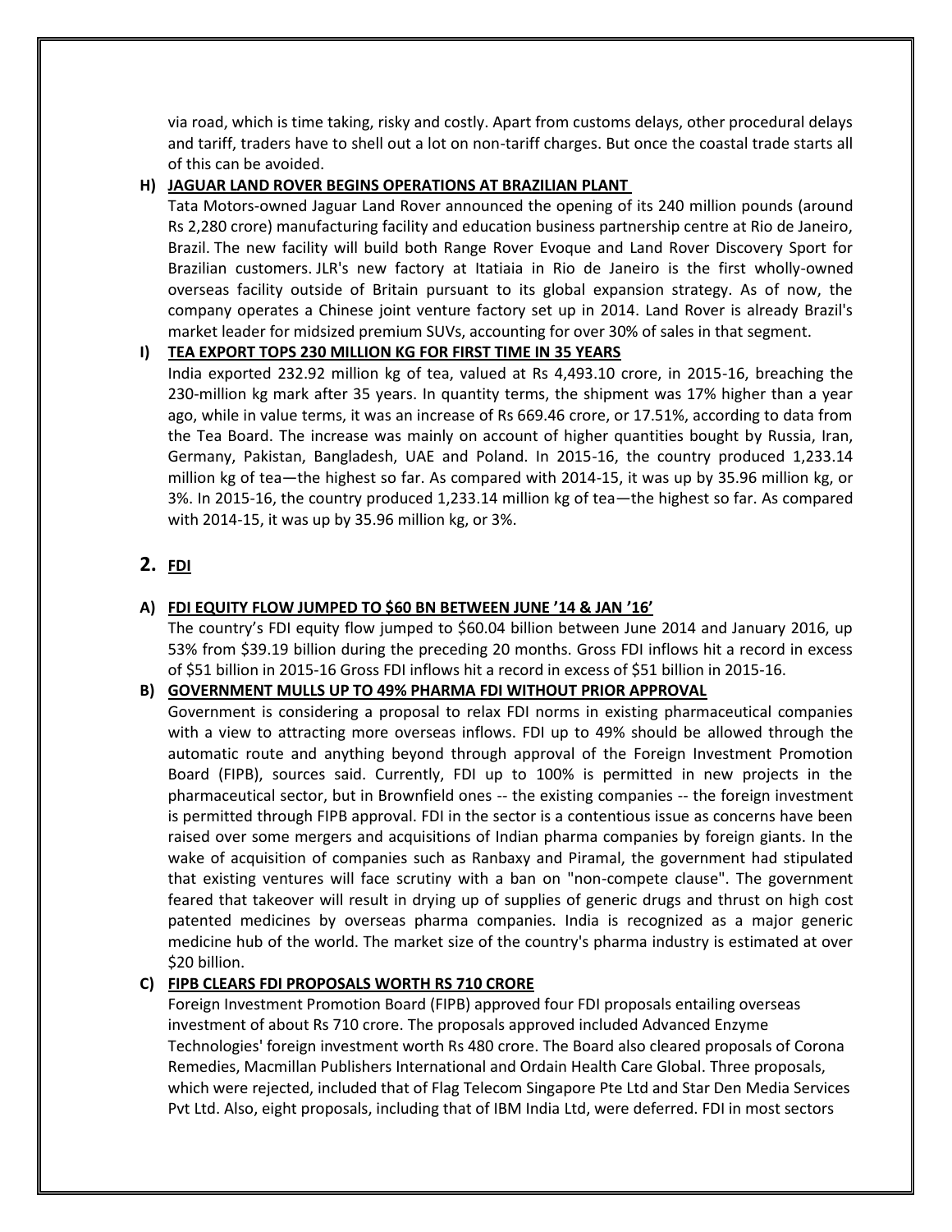via road, which is time taking, risky and costly. Apart from customs delays, other procedural delays and tariff, traders have to shell out a lot on non-tariff charges. But once the coastal trade starts all of this can be avoided.

### H) JAGUAR LAND ROVER BEGINS OPERATIONS AT BRAZILIAN PLANT

Tata Motors-owned Jaguar Land Rover announced the opening of its 240 million pounds (around Rs 2,280 crore) manufacturing facility and education business partnership centre at Rio de Janeiro, Brazil. The new facility will build both Range Rover Evoque and Land Rover Discovery Sport for Brazilian customers. JLR's new factory at Itatiaia in Rio de Janeiro is the first wholly-owned overseas facility outside of Britain pursuant to its global expansion strategy. As of now, the company operates a Chinese joint venture factory set up in 2014. Land Rover is already Brazil's market leader for midsized premium SUVs, accounting for over 30% of sales in that segment.

### I) TEA EXPORT TOPS 230 MILLION KG FOR FIRST TIME IN 35 YEARS

India exported 232.92 million kg of tea, valued at Rs 4,493.10 crore, in 2015-16, breaching the 230-million kg mark after 35 years. In quantity terms, the shipment was 17% higher than a year ago, while in value terms, it was an increase of Rs 669.46 crore, or 17.51%, according to data from the Tea Board. The increase was mainly on account of higher quantities bought by Russia, Iran, Germany, Pakistan, Bangladesh, UAE and Poland. In 2015-16, the country produced 1,233.14 million kg of tea—the highest so far. As compared with 2014-15, it was up by 35.96 million kg, or 3%. In 2015-16, the country produced 1,233.14 million kg of tea—the highest so far. As compared with 2014-15, it was up by 35.96 million kg, or 3%.

## 2. FDI

### A) FDI EQUITY FLOW JUMPED TO $60 BN BETWEEN JUNE '14 & JAN '16'

The country's FDI equity flow jumped to $60.04 billion between June 2014 and January 2016, up 53% from $39.19 billion during the preceding 20 months. Gross FDI inflows hit a record in excess of $51 billion in 2015-16 Gross FDI inflows hit a record in excess of $51 billion in 2015-16.

### B) GOVERNMENT MULLS UP TO 49% PHARMA FDI WITHOUT PRIOR APPROVAL

Government is considering a proposal to relax FDI norms in existing pharmaceutical companies with a view to attracting more overseas inflows. FDI up to 49% should be allowed through the automatic route and anything beyond through approval of the Foreign Investment Promotion Board (FIPB), sources said. Currently, FDI up to 100% is permitted in new projects in the pharmaceutical sector, but in Brownfield ones -- the existing companies -- the foreign investment is permitted through FIPB approval. FDI in the sector is a contentious issue as concerns have been raised over some mergers and acquisitions of Indian pharma companies by foreign giants. In the wake of acquisition of companies such as Ranbaxy and Piramal, the government had stipulated that existing ventures will face scrutiny with a ban on "non-compete clause". The government feared that takeover will result in drying up of supplies of generic drugs and thrust on high cost patented medicines by overseas pharma companies. India is recognized as a major generic medicine hub of the world. The market size of the country's pharma industry is estimated at over $20 billion.

### C) FIPB CLEARS FDI PROPOSALS WORTH RS 710 CRORE

Foreign Investment Promotion Board (FIPB) approved four FDI proposals entailing overseas investment of about Rs 710 crore. The proposals approved included Advanced Enzyme Technologies' foreign investment worth Rs 480 crore. The Board also cleared proposals of Corona Remedies, Macmillan Publishers International and Ordain Health Care Global. Three proposals, which were rejected, included that of Flag Telecom Singapore Pte Ltd and Star Den Media Services Pvt Ltd. Also, eight proposals, including that of IBM India Ltd, were deferred. FDI in most sectors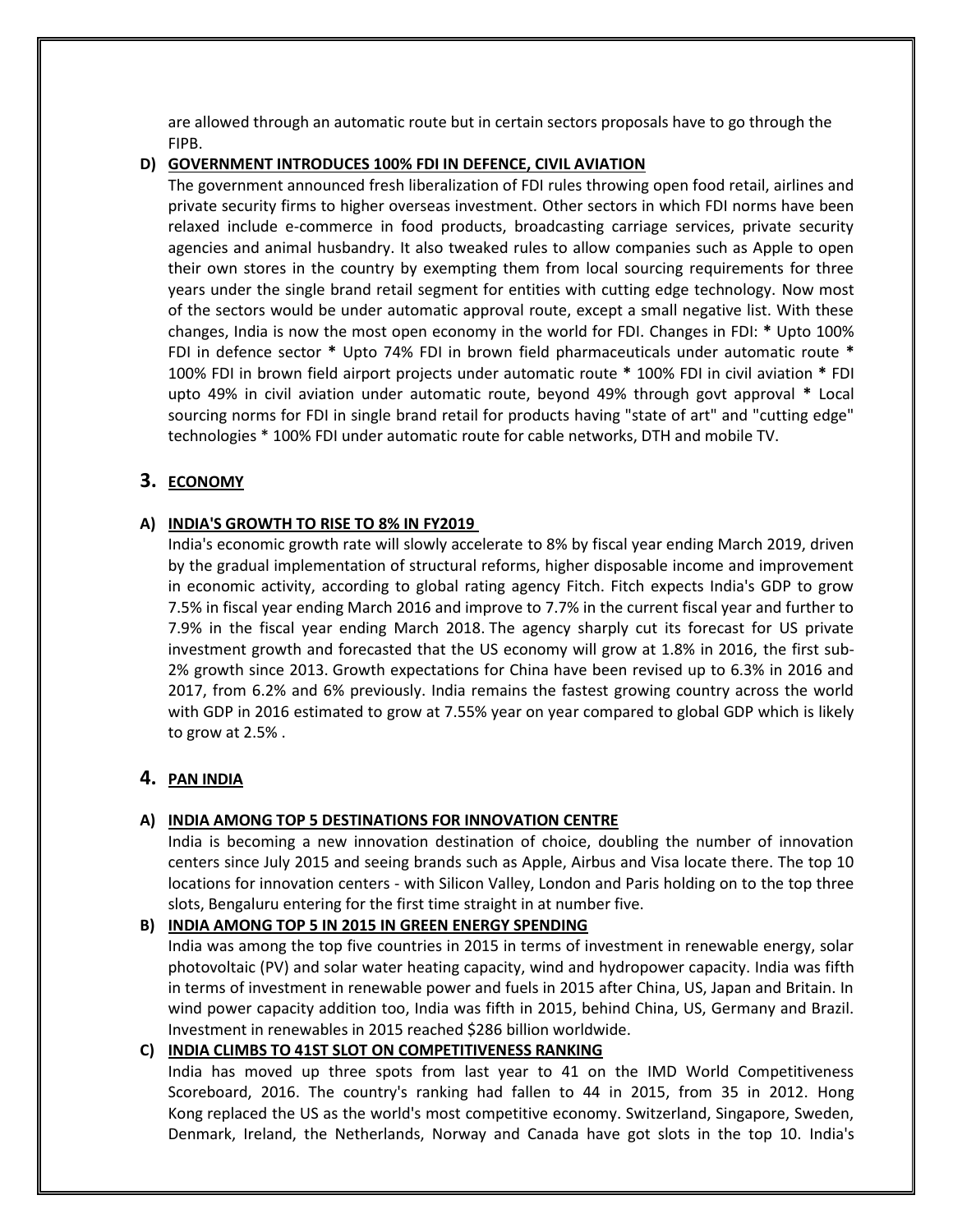are allowed through an automatic route but in certain sectors proposals have to go through the FIPB.

### D) GOVERNMENT INTRODUCES 100% FDI IN DEFENCE, CIVIL AVIATION

The government announced fresh liberalization of FDI rules throwing open food retail, airlines and private security firms to higher overseas investment. Other sectors in which FDI norms have been relaxed include e-commerce in food products, broadcasting carriage services, private security agencies and animal husbandry. It also tweaked rules to allow companies such as Apple to open their own stores in the country by exempting them from local sourcing requirements for three years under the single brand retail segment for entities with cutting edge technology. Now most of the sectors would be under automatic approval route, except a small negative list. With these changes, India is now the most open economy in the world for FDI. Changes in FDI: * Upto 100% FDI in defence sector * Upto 74% FDI in brown field pharmaceuticals under automatic route * 100% FDI in brown field airport projects under automatic route * 100% FDI in civil aviation * FDI upto 49% in civil aviation under automatic route, beyond 49% through govt approval * Local sourcing norms for FDI in single brand retail for products having "state of art" and "cutting edge" technologies * 100% FDI under automatic route for cable networks, DTH and mobile TV.

## 3. ECONOMY

### A) INDIA'S GROWTH TO RISE TO 8% IN FY2019

India's economic growth rate will slowly accelerate to 8% by fiscal year ending March 2019, driven by the gradual implementation of structural reforms, higher disposable income and improvement in economic activity, according to global rating agency Fitch. Fitch expects India's GDP to grow 7.5% in fiscal year ending March 2016 and improve to 7.7% in the current fiscal year and further to 7.9% in the fiscal year ending March 2018. The agency sharply cut its forecast for US private investment growth and forecasted that the US economy will grow at 1.8% in 2016, the first sub-2% growth since 2013. Growth expectations for China have been revised up to 6.3% in 2016 and 2017, from 6.2% and 6% previously. India remains the fastest growing country across the world with GDP in 2016 estimated to grow at 7.55% year on year compared to global GDP which is likely to grow at 2.5% .

## 4. PAN INDIA

### A) INDIA AMONG TOP 5 DESTINATIONS FOR INNOVATION CENTRE

India is becoming a new innovation destination of choice, doubling the number of innovation centers since July 2015 and seeing brands such as Apple, Airbus and Visa locate there. The top 10 locations for innovation centers - with Silicon Valley, London and Paris holding on to the top three slots, Bengaluru entering for the first time straight in at number five.

### B) INDIA AMONG TOP 5 IN 2015 IN GREEN ENERGY SPENDING

India was among the top five countries in 2015 in terms of investment in renewable energy, solar photovoltaic (PV) and solar water heating capacity, wind and hydropower capacity. India was fifth in terms of investment in renewable power and fuels in 2015 after China, US, Japan and Britain. In wind power capacity addition too, India was fifth in 2015, behind China, US, Germany and Brazil. Investment in renewables in 2015 reached $286 billion worldwide.

### C) INDIA CLIMBS TO 41ST SLOT ON COMPETITIVENESS RANKING

India has moved up three spots from last year to 41 on the IMD World Competitiveness Scoreboard, 2016. The country's ranking had fallen to 44 in 2015, from 35 in 2012. Hong Kong replaced the US as the world's most competitive economy. Switzerland, Singapore, Sweden, Denmark, Ireland, the Netherlands, Norway and Canada have got slots in the top 10. India's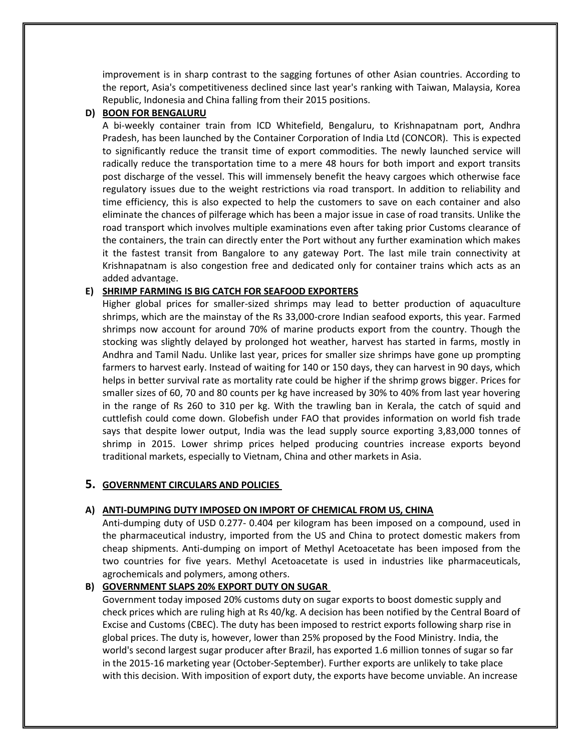improvement is in sharp contrast to the sagging fortunes of other Asian countries. According to the report, Asia's competitiveness declined since last year's ranking with Taiwan, Malaysia, Korea Republic, Indonesia and China falling from their 2015 positions.

### D) BOON FOR BENGALURU

A bi-weekly container train from ICD Whitefield, Bengaluru, to Krishnapatnam port, Andhra Pradesh, has been launched by the Container Corporation of India Ltd (CONCOR). This is expected to significantly reduce the transit time of export commodities. The newly launched service will radically reduce the transportation time to a mere 48 hours for both import and export transits post discharge of the vessel. This will immensely benefit the heavy cargoes which otherwise face regulatory issues due to the weight restrictions via road transport. In addition to reliability and time efficiency, this is also expected to help the customers to save on each container and also eliminate the chances of pilferage which has been a major issue in case of road transits. Unlike the road transport which involves multiple examinations even after taking prior Customs clearance of the containers, the train can directly enter the Port without any further examination which makes it the fastest transit from Bangalore to any gateway Port. The last mile train connectivity at Krishnapatnam is also congestion free and dedicated only for container trains which acts as an added advantage.

### E) SHRIMP FARMING IS BIG CATCH FOR SEAFOOD EXPORTERS

Higher global prices for smaller-sized shrimps may lead to better production of aquaculture shrimps, which are the mainstay of the Rs 33,000-crore Indian seafood exports, this year. Farmed shrimps now account for around 70% of marine products export from the country. Though the stocking was slightly delayed by prolonged hot weather, harvest has started in farms, mostly in Andhra and Tamil Nadu. Unlike last year, prices for smaller size shrimps have gone up prompting farmers to harvest early. Instead of waiting for 140 or 150 days, they can harvest in 90 days, which helps in better survival rate as mortality rate could be higher if the shrimp grows bigger. Prices for smaller sizes of 60, 70 and 80 counts per kg have increased by 30% to 40% from last year hovering in the range of Rs 260 to 310 per kg. With the trawling ban in Kerala, the catch of squid and cuttlefish could come down. Globefish under FAO that provides information on world fish trade says that despite lower output, India was the lead supply source exporting 3,83,000 tonnes of shrimp in 2015. Lower shrimp prices helped producing countries increase exports beyond traditional markets, especially to Vietnam, China and other markets in Asia.

## 5. GOVERNMENT CIRCULARS AND POLICIES

### A) ANTI-DUMPING DUTY IMPOSED ON IMPORT OF CHEMICAL FROM US, CHINA

Anti-dumping duty of USD 0.277- 0.404 per kilogram has been imposed on a compound, used in the pharmaceutical industry, imported from the US and China to protect domestic makers from cheap shipments. Anti-dumping on import of Methyl Acetoacetate has been imposed from the two countries for five years. Methyl Acetoacetate is used in industries like pharmaceuticals, agrochemicals and polymers, among others.

### B) GOVERNMENT SLAPS 20% EXPORT DUTY ON SUGAR

Government today imposed 20% customs duty on sugar exports to boost domestic supply and check prices which are ruling high at Rs 40/kg. A decision has been notified by the Central Board of Excise and Customs (CBEC). The duty has been imposed to restrict exports following sharp rise in global prices. The duty is, however, lower than 25% proposed by the Food Ministry. India, the world's second largest sugar producer after Brazil, has exported 1.6 million tonnes of sugar so far in the 2015-16 marketing year (October-September). Further exports are unlikely to take place with this decision. With imposition of export duty, the exports have become unviable. An increase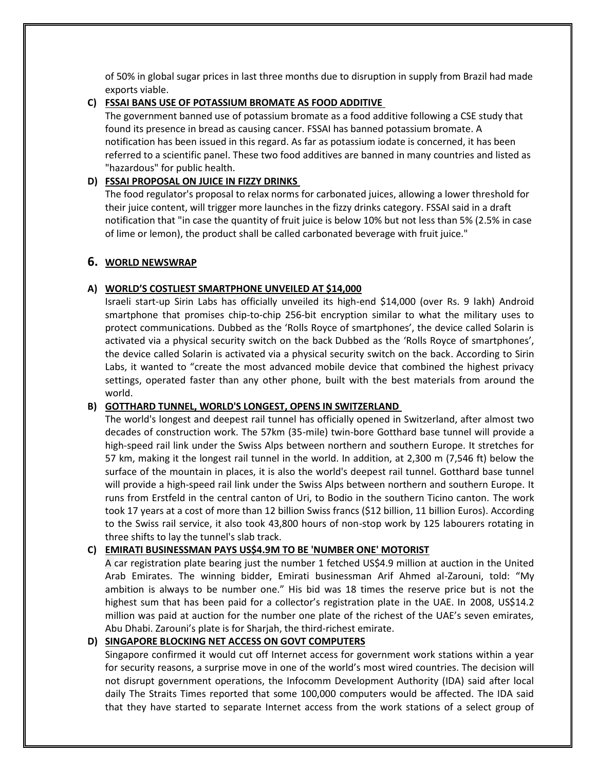of 50% in global sugar prices in last three months due to disruption in supply from Brazil had made exports viable.

**C) FSSAI BANS USE OF POTASSIUM BROMATE AS FOOD ADDITIVE**

The government banned use of potassium bromate as a food additive following a CSE study that found its presence in bread as causing cancer. FSSAI has banned potassium bromate. A notification has been issued in this regard. As far as potassium iodate is concerned, it has been referred to a scientific panel. These two food additives are banned in many countries and listed as "hazardous" for public health.

**D) FSSAI PROPOSAL ON JUICE IN FIZZY DRINKS**

The food regulator's proposal to relax norms for carbonated juices, allowing a lower threshold for their juice content, will trigger more launches in the fizzy drinks category. FSSAI said in a draft notification that "in case the quantity of fruit juice is below 10% but not less than 5% (2.5% in case of lime or lemon), the product shall be called carbonated beverage with fruit juice."

## 6. WORLD NEWSWRAP

**A) WORLD'S COSTLIEST SMARTPHONE UNVEILED AT $14,000**

Israeli start-up Sirin Labs has officially unveiled its high-end $14,000 (over Rs. 9 lakh) Android smartphone that promises chip-to-chip 256-bit encryption similar to what the military uses to protect communications. Dubbed as the 'Rolls Royce of smartphones', the device called Solarin is activated via a physical security switch on the back Dubbed as the 'Rolls Royce of smartphones', the device called Solarin is activated via a physical security switch on the back. According to Sirin Labs, it wanted to "create the most advanced mobile device that combined the highest privacy settings, operated faster than any other phone, built with the best materials from around the world.

**B) GOTTHARD TUNNEL, WORLD'S LONGEST, OPENS IN SWITZERLAND**

The world's longest and deepest rail tunnel has officially opened in Switzerland, after almost two decades of construction work. The 57km (35-mile) twin-bore Gotthard base tunnel will provide a high-speed rail link under the Swiss Alps between northern and southern Europe. It stretches for 57 km, making it the longest rail tunnel in the world. In addition, at 2,300 m (7,546 ft) below the surface of the mountain in places, it is also the world's deepest rail tunnel. Gotthard base tunnel will provide a high-speed rail link under the Swiss Alps between northern and southern Europe. It runs from Erstfeld in the central canton of Uri, to Bodio in the southern Ticino canton. The work took 17 years at a cost of more than 12 billion Swiss francs ($12 billion, 11 billion Euros). According to the Swiss rail service, it also took 43,800 hours of non-stop work by 125 labourers rotating in three shifts to lay the tunnel's slab track.

**C) EMIRATI BUSINESSMAN PAYS US$4.9M TO BE 'NUMBER ONE' MOTORIST**

A car registration plate bearing just the number 1 fetched US$4.9 million at auction in the United Arab Emirates. The winning bidder, Emirati businessman Arif Ahmed al-Zarouni, told: "My ambition is always to be number one." His bid was 18 times the reserve price but is not the highest sum that has been paid for a collector's registration plate in the UAE. In 2008, US$14.2 million was paid at auction for the number one plate of the richest of the UAE's seven emirates, Abu Dhabi. Zarouni's plate is for Sharjah, the third-richest emirate.

**D) SINGAPORE BLOCKING NET ACCESS ON GOVT COMPUTERS**

Singapore confirmed it would cut off Internet access for government work stations within a year for security reasons, a surprise move in one of the world's most wired countries. The decision will not disrupt government operations, the Infocomm Development Authority (IDA) said after local daily The Straits Times reported that some 100,000 computers would be affected. The IDA said that they have started to separate Internet access from the work stations of a select group of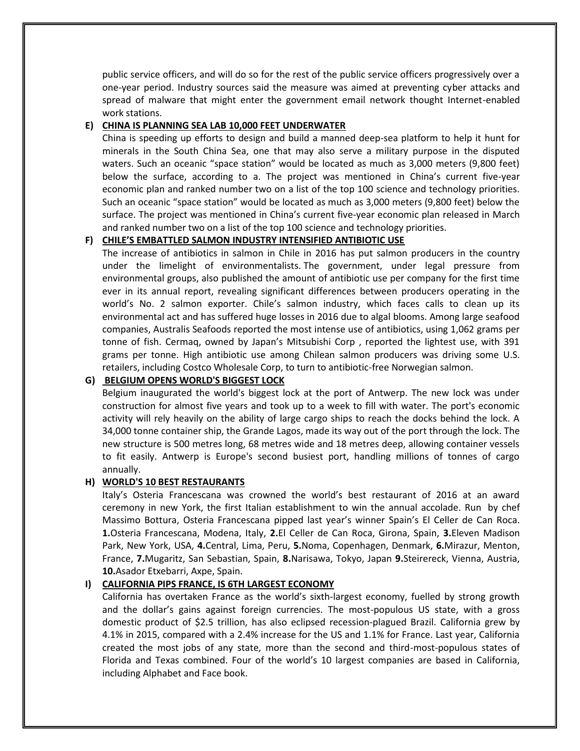public service officers, and will do so for the rest of the public service officers progressively over a one-year period. Industry sources said the measure was aimed at preventing cyber attacks and spread of malware that might enter the government email network thought Internet-enabled work stations.

**E) CHINA IS PLANNING SEA LAB 10,000 FEET UNDERWATER**

China is speeding up efforts to design and build a manned deep-sea platform to help it hunt for minerals in the South China Sea, one that may also serve a military purpose in the disputed waters. Such an oceanic "space station" would be located as much as 3,000 meters (9,800 feet) below the surface, according to a. The project was mentioned in China's current five-year economic plan and ranked number two on a list of the top 100 science and technology priorities. Such an oceanic "space station" would be located as much as 3,000 meters (9,800 feet) below the surface. The project was mentioned in China's current five-year economic plan released in March and ranked number two on a list of the top 100 science and technology priorities.

**F) CHILE'S EMBATTLED SALMON INDUSTRY INTENSIFIED ANTIBIOTIC USE**

The increase of antibiotics in salmon in Chile in 2016 has put salmon producers in the country under the limelight of environmentalists. The government, under legal pressure from environmental groups, also published the amount of antibiotic use per company for the first time ever in its annual report, revealing significant differences between producers operating in the world's No. 2 salmon exporter. Chile's salmon industry, which faces calls to clean up its environmental act and has suffered huge losses in 2016 due to algal blooms. Among large seafood companies, Australis Seafoods reported the most intense use of antibiotics, using 1,062 grams per tonne of fish. Cermaq, owned by Japan's Mitsubishi Corp , reported the lightest use, with 391 grams per tonne. High antibiotic use among Chilean salmon producers was driving some U.S. retailers, including Costco Wholesale Corp, to turn to antibiotic-free Norwegian salmon.

**G) BELGIUM OPENS WORLD'S BIGGEST LOCK**

Belgium inaugurated the world's biggest lock at the port of Antwerp. The new lock was under construction for almost five years and took up to a week to fill with water. The port's economic activity will rely heavily on the ability of large cargo ships to reach the docks behind the lock. A 34,000 tonne container ship, the Grande Lagos, made its way out of the port through the lock. The new structure is 500 metres long, 68 metres wide and 18 metres deep, allowing container vessels to fit easily. Antwerp is Europe's second busiest port, handling millions of tonnes of cargo annually.

**H) WORLD'S 10 BEST RESTAURANTS**

Italy's Osteria Francescana was crowned the world's best restaurant of 2016 at an award ceremony in new York, the first Italian establishment to win the annual accolade. Run by chef Massimo Bottura, Osteria Francescana pipped last year's winner Spain's El Celler de Can Roca. **1.**Osteria Francescana, Modena, Italy, **2.**El Celler de Can Roca, Girona, Spain, **3.**Eleven Madison Park, New York, USA, **4.**Central, Lima, Peru, **5.**Noma, Copenhagen, Denmark, **6.**Mirazur, Menton, France, **7.**Mugaritz, San Sebastian, Spain, **8.**Narisawa, Tokyo, Japan **9.**Steirereck, Vienna, Austria, **10.**Asador Etxebarri, Axpe, Spain.

**I) CALIFORNIA PIPS FRANCE, IS 6TH LARGEST ECONOMY**

California has overtaken France as the world's sixth-largest economy, fuelled by strong growth and the dollar's gains against foreign currencies. The most-populous US state, with a gross domestic product of $2.5 trillion, has also eclipsed recession-plagued Brazil. California grew by 4.1% in 2015, compared with a 2.4% increase for the US and 1.1% for France. Last year, California created the most jobs of any state, more than the second and third-most-populous states of Florida and Texas combined. Four of the world's 10 largest companies are based in California, including Alphabet and Face book.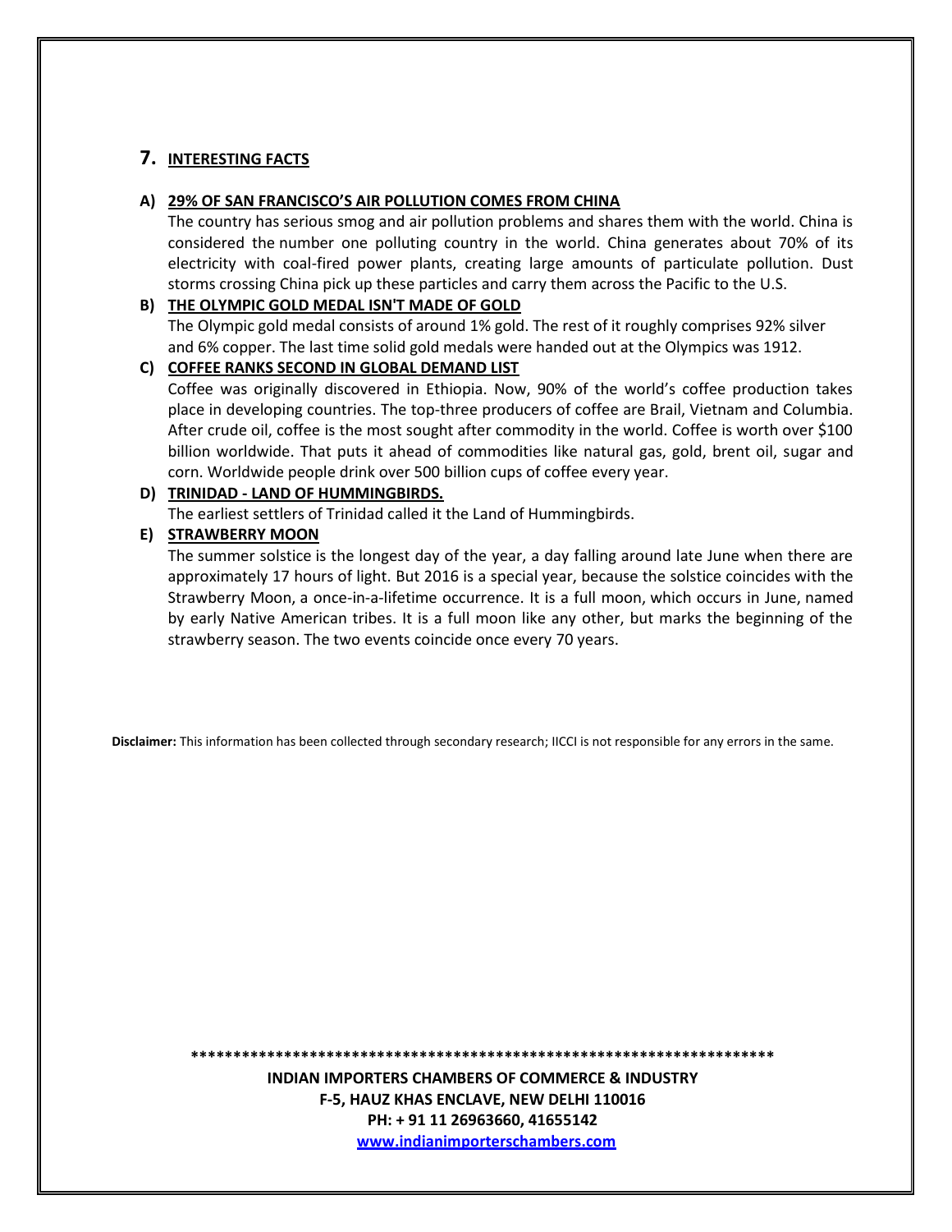## 7. INTERESTING FACTS

**A) 29% OF SAN FRANCISCO'S AIR POLLUTION COMES FROM CHINA**

The country has serious smog and air pollution problems and shares them with the world. China is considered the number one polluting country in the world. China generates about 70% of its electricity with coal-fired power plants, creating large amounts of particulate pollution. Dust storms crossing China pick up these particles and carry them across the Pacific to the U.S.

**B) THE OLYMPIC GOLD MEDAL ISN'T MADE OF GOLD**

The Olympic gold medal consists of around 1% gold. The rest of it roughly comprises 92% silver and 6% copper. The last time solid gold medals were handed out at the Olympics was 1912.

**C) COFFEE RANKS SECOND IN GLOBAL DEMAND LIST**

Coffee was originally discovered in Ethiopia. Now, 90% of the world's coffee production takes place in developing countries. The top-three producers of coffee are Brail, Vietnam and Columbia. After crude oil, coffee is the most sought after commodity in the world. Coffee is worth over $100 billion worldwide. That puts it ahead of commodities like natural gas, gold, brent oil, sugar and corn. Worldwide people drink over 500 billion cups of coffee every year.

**D) TRINIDAD - LAND OF HUMMINGBIRDS.**

The earliest settlers of Trinidad called it the Land of Hummingbirds.

**E) STRAWBERRY MOON**

The summer solstice is the longest day of the year, a day falling around late June when there are approximately 17 hours of light. But 2016 is a special year, because the solstice coincides with the Strawberry Moon, a once-in-a-lifetime occurrence. It is a full moon, which occurs in June, named by early Native American tribes. It is a full moon like any other, but marks the beginning of the strawberry season. The two events coincide once every 70 years.

**Disclaimer:** This information has been collected through secondary research; IICCI is not responsible for any errors in the same.

**********************************************************************

**INDIAN IMPORTERS CHAMBERS OF COMMERCE & INDUSTRY**
**F-5, HAUZ KHAS ENCLAVE, NEW DELHI 110016**
**PH: + 91 11 26963660, 41655142**
**www.indianimporterschambers.com**